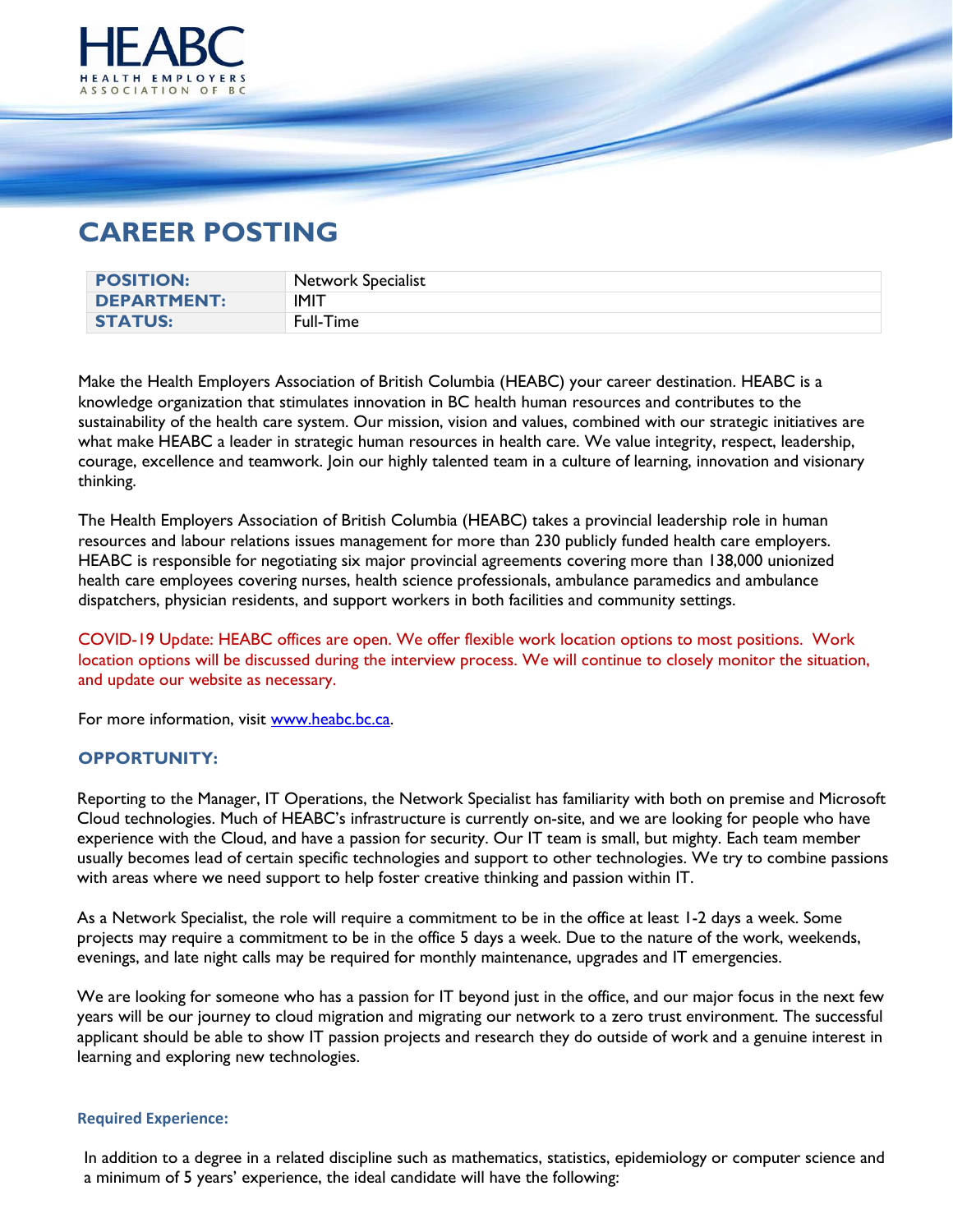HEABC
HEALTH EMPLOYERS ASSOCIATION OF BC

# CAREER POSTING

| **POSITION:** | Network Specialist |
|---|---|
| **DEPARTMENT:** | IMIT |
| **STATUS:** | Full-Time |

Make the Health Employers Association of British Columbia (HEABC) your career destination. HEABC is a knowledge organization that stimulates innovation in BC health human resources and contributes to the sustainability of the health care system. Our mission, vision and values, combined with our strategic initiatives are what make HEABC a leader in strategic human resources in health care. We value integrity, respect, leadership, courage, excellence and teamwork. Join our highly talented team in a culture of learning, innovation and visionary thinking.

The Health Employers Association of British Columbia (HEABC) takes a provincial leadership role in human resources and labour relations issues management for more than 230 publicly funded health care employers. HEABC is responsible for negotiating six major provincial agreements covering more than 138,000 unionized health care employees covering nurses, health science professionals, ambulance paramedics and ambulance dispatchers, physician residents, and support workers in both facilities and community settings.

COVID-19 Update: HEABC offices are open. We offer flexible work location options to most positions. Work location options will be discussed during the interview process. We will continue to closely monitor the situation, and update our website as necessary.

For more information, visit www.heabc.bc.ca.

## OPPORTUNITY:

Reporting to the Manager, IT Operations, the Network Specialist has familiarity with both on premise and Microsoft Cloud technologies. Much of HEABC's infrastructure is currently on-site, and we are looking for people who have experience with the Cloud, and have a passion for security. Our IT team is small, but mighty. Each team member usually becomes lead of certain specific technologies and support to other technologies. We try to combine passions with areas where we need support to help foster creative thinking and passion within IT.

As a Network Specialist, the role will require a commitment to be in the office at least 1-2 days a week. Some projects may require a commitment to be in the office 5 days a week. Due to the nature of the work, weekends, evenings, and late night calls may be required for monthly maintenance, upgrades and IT emergencies.

We are looking for someone who has a passion for IT beyond just in the office, and our major focus in the next few years will be our journey to cloud migration and migrating our network to a zero trust environment. The successful applicant should be able to show IT passion projects and research they do outside of work and a genuine interest in learning and exploring new technologies.

### Required Experience:

In addition to a degree in a related discipline such as mathematics, statistics, epidemiology or computer science and a minimum of 5 years' experience, the ideal candidate will have the following: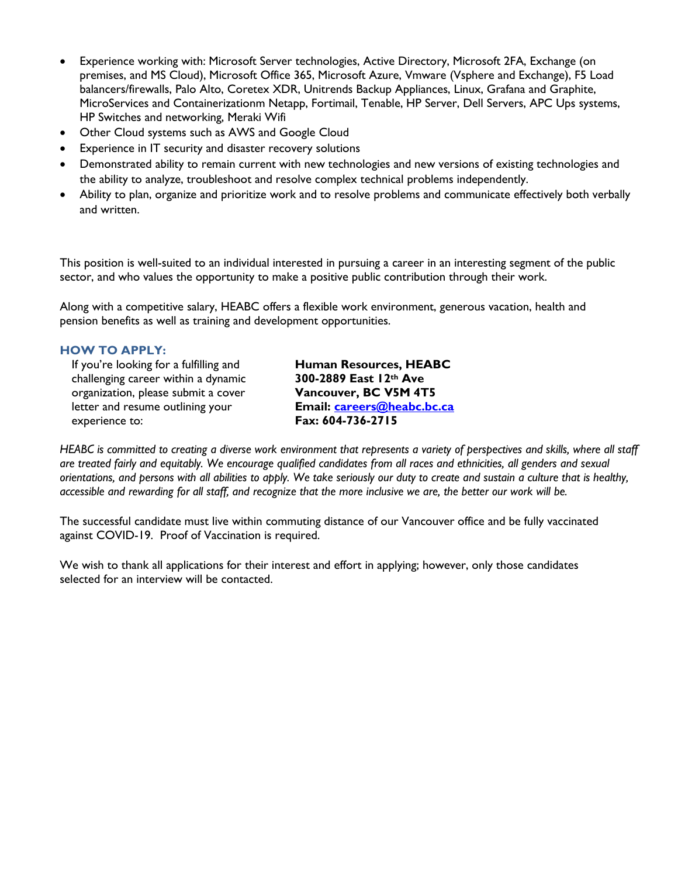- Experience working with: Microsoft Server technologies, Active Directory, Microsoft 2FA, Exchange (on premises, and MS Cloud), Microsoft Office 365, Microsoft Azure, Vmware (Vsphere and Exchange), F5 Load balancers/firewalls, Palo Alto, Coretex XDR, Unitrends Backup Appliances, Linux, Grafana and Graphite, MicroServices and Containerizationm Netapp, Fortimail, Tenable, HP Server, Dell Servers, APC Ups systems, HP Switches and networking, Meraki Wifi
- Other Cloud systems such as AWS and Google Cloud
- Experience in IT security and disaster recovery solutions
- Demonstrated ability to remain current with new technologies and new versions of existing technologies and the ability to analyze, troubleshoot and resolve complex technical problems independently.
- Ability to plan, organize and prioritize work and to resolve problems and communicate effectively both verbally and written.

This position is well-suited to an individual interested in pursuing a career in an interesting segment of the public sector, and who values the opportunity to make a positive public contribution through their work.

Along with a competitive salary, HEABC offers a flexible work environment, generous vacation, health and pension benefits as well as training and development opportunities.

### HOW TO APPLY:

If you're looking for a fulfilling and challenging career within a dynamic organization, please submit a cover letter and resume outlining your experience to:

**Human Resources, HEABC**
**300-2889 East 12th Ave**
**Vancouver, BC V5M 4T5**
**Email: careers@heabc.bc.ca**
**Fax: 604-736-2715**

*HEABC is committed to creating a diverse work environment that represents a variety of perspectives and skills, where all staff are treated fairly and equitably. We encourage qualified candidates from all races and ethnicities, all genders and sexual orientations, and persons with all abilities to apply. We take seriously our duty to create and sustain a culture that is healthy, accessible and rewarding for all staff, and recognize that the more inclusive we are, the better our work will be.*

The successful candidate must live within commuting distance of our Vancouver office and be fully vaccinated against COVID-19. Proof of Vaccination is required.

We wish to thank all applications for their interest and effort in applying; however, only those candidates selected for an interview will be contacted.